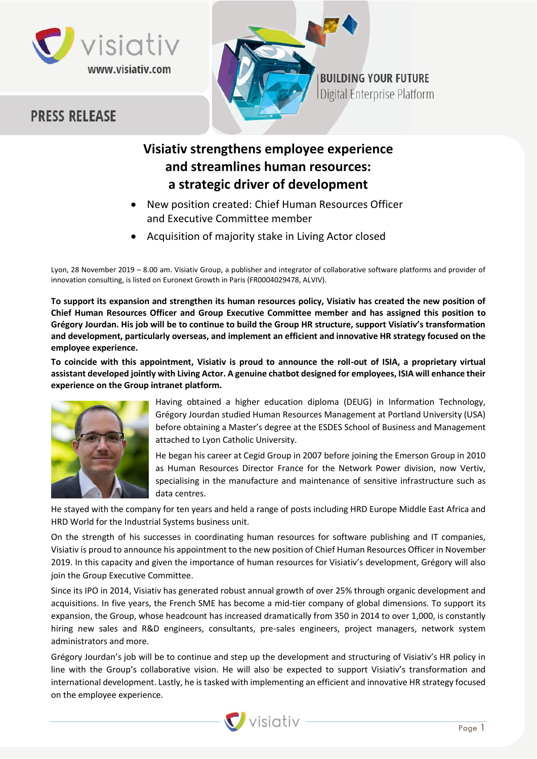**PRESS RELEASE**

**BUILDING YOUR FUTURE**
Digital Enterprise Platform

# Visiativ strengthens employee experience and streamlines human resources: a strategic driver of development

- New position created: Chief Human Resources Officer and Executive Committee member
- Acquisition of majority stake in Living Actor closed

Lyon, 28 November 2019 – 8.00 am. Visiativ Group, a publisher and integrator of collaborative software platforms and provider of innovation consulting, is listed on Euronext Growth in Paris (FR0004029478, ALVIV).

**To support its expansion and strengthen its human resources policy, Visiativ has created the new position of Chief Human Resources Officer and Group Executive Committee member and has assigned this position to Grégory Jourdan. His job will be to continue to build the Group HR structure, support Visiativ's transformation and development, particularly overseas, and implement an efficient and innovative HR strategy focused on the employee experience.**

**To coincide with this appointment, Visiativ is proud to announce the roll-out of ISIA, a proprietary virtual assistant developed jointly with Living Actor. A genuine chatbot designed for employees, ISIA will enhance their experience on the Group intranet platform.**

Having obtained a higher education diploma (DEUG) in Information Technology, Grégory Jourdan studied Human Resources Management at Portland University (USA) before obtaining a Master's degree at the ESDES School of Business and Management attached to Lyon Catholic University.

He began his career at Cegid Group in 2007 before joining the Emerson Group in 2010 as Human Resources Director France for the Network Power division, now Vertiv, specialising in the manufacture and maintenance of sensitive infrastructure such as data centres.

He stayed with the company for ten years and held a range of posts including HRD Europe Middle East Africa and HRD World for the Industrial Systems business unit.

On the strength of his successes in coordinating human resources for software publishing and IT companies, Visiativ is proud to announce his appointment to the new position of Chief Human Resources Officer in November 2019. In this capacity and given the importance of human resources for Visiativ's development, Grégory will also join the Group Executive Committee.

Since its IPO in 2014, Visiativ has generated robust annual growth of over 25% through organic development and acquisitions. In five years, the French SME has become a mid-tier company of global dimensions. To support its expansion, the Group, whose headcount has increased dramatically from 350 in 2014 to over 1,000, is constantly hiring new sales and R&D engineers, consultants, pre-sales engineers, project managers, network system administrators and more.

Grégory Jourdan's job will be to continue and step up the development and structuring of Visiativ's HR policy in line with the Group's collaborative vision. He will also be expected to support Visiativ's transformation and international development. Lastly, he is tasked with implementing an efficient and innovative HR strategy focused on the employee experience.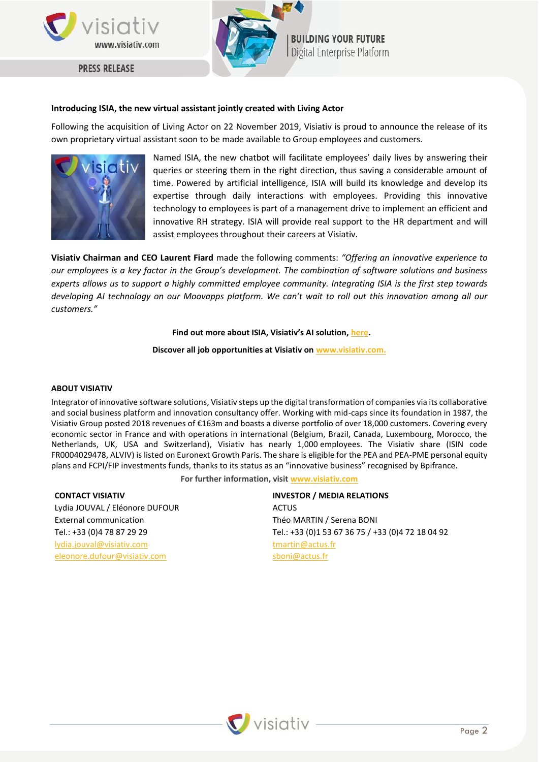**Introducing ISIA, the new virtual assistant jointly created with Living Actor**

Following the acquisition of Living Actor on 22 November 2019, Visiativ is proud to announce the release of its own proprietary virtual assistant soon to be made available to Group employees and customers.

Named ISIA, the new chatbot will facilitate employees' daily lives by answering their queries or steering them in the right direction, thus saving a considerable amount of time. Powered by artificial intelligence, ISIA will build its knowledge and develop its expertise through daily interactions with employees. Providing this innovative technology to employees is part of a management drive to implement an efficient and innovative RH strategy. ISIA will provide real support to the HR department and will assist employees throughout their careers at Visiativ.

**Visiativ Chairman and CEO Laurent Fiard** made the following comments: *"Offering an innovative experience to our employees is a key factor in the Group's development. The combination of software solutions and business experts allows us to support a highly committed employee community. Integrating ISIA is the first step towards developing AI technology on our Moovapps platform. We can't wait to roll out this innovation among all our customers."*

**Find out more about ISIA, Visiativ's AI solution, here.**

**Discover all job opportunities at Visiativ on www.visiativ.com.**

## ABOUT VISIATIV

Integrator of innovative software solutions, Visiativ steps up the digital transformation of companies via its collaborative and social business platform and innovation consultancy offer. Working with mid-caps since its foundation in 1987, the Visiativ Group posted 2018 revenues of €163m and boasts a diverse portfolio of over 18,000 customers. Covering every economic sector in France and with operations in international (Belgium, Brazil, Canada, Luxembourg, Morocco, the Netherlands, UK, USA and Switzerland), Visiativ has nearly 1,000 employees. The Visiativ share (ISIN code FR0004029478, ALVIV) is listed on Euronext Growth Paris. The share is eligible for the PEA and PEA-PME personal equity plans and FCPI/FIP investments funds, thanks to its status as an "innovative business" recognised by Bpifrance.

**For further information, visit www.visiativ.com**

**CONTACT VISIATIV**
Lydia JOUVAL / Eléonore DUFOUR
External communication
Tel.: +33 (0)4 78 87 29 29
lydia.jouval@visiativ.com
eleonore.dufour@visiativ.com

**INVESTOR / MEDIA RELATIONS**
ACTUS
Théo MARTIN / Serena BONI
Tel.: +33 (0)1 53 67 36 75 / +33 (0)4 72 18 04 92
tmartin@actus.fr
sboni@actus.fr